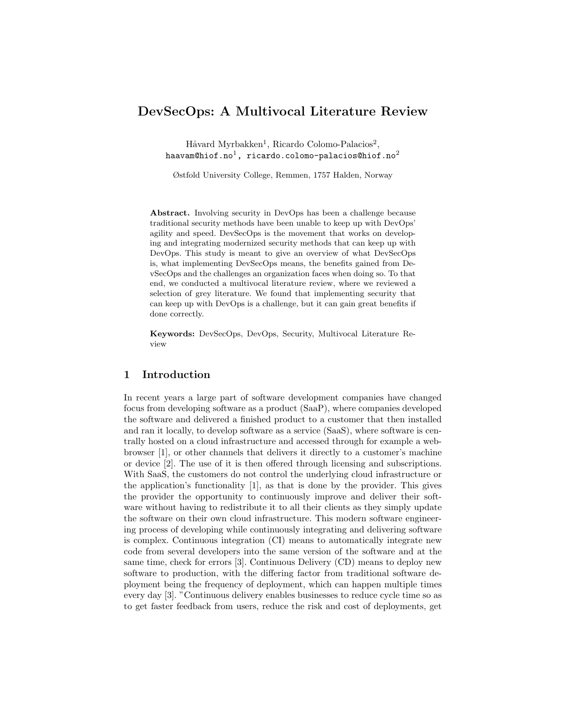# DevSecOps: A Multivocal Literature Review

Håvard Myrbakken[1], Ricardo Colomo-Palacios[2],
haavam@hiof.no[1], ricardo.colomo-palacios@hiof.no[2]

Østfold University College, Remmen, 1757 Halden, Norway

**Abstract.** Involving security in DevOps has been a challenge because traditional security methods have been unable to keep up with DevOps' agility and speed. DevSecOps is the movement that works on developing and integrating modernized security methods that can keep up with DevOps. This study is meant to give an overview of what DevSecOps is, what implementing DevSecOps means, the benefits gained from DevSecOps and the challenges an organization faces when doing so. To that end, we conducted a multivocal literature review, where we reviewed a selection of grey literature. We found that implementing security that can keep up with DevOps is a challenge, but it can gain great benefits if done correctly.

**Keywords:** DevSecOps, DevOps, Security, Multivocal Literature Review

## 1 Introduction

In recent years a large part of software development companies have changed focus from developing software as a product (SaaP), where companies developed the software and delivered a finished product to a customer that then installed and ran it locally, to develop software as a service (SaaS), where software is centrally hosted on a cloud infrastructure and accessed through for example a web-browser [1], or other channels that delivers it directly to a customer's machine or device [2]. The use of it is then offered through licensing and subscriptions. With SaaS, the customers do not control the underlying cloud infrastructure or the application's functionality [1], as that is done by the provider. This gives the provider the opportunity to continuously improve and deliver their software without having to redistribute it to all their clients as they simply update the software on their own cloud infrastructure. This modern software engineering process of developing while continuously integrating and delivering software is complex. Continuous integration (CI) means to automatically integrate new code from several developers into the same version of the software and at the same time, check for errors [3]. Continuous Delivery (CD) means to deploy new software to production, with the differing factor from traditional software deployment being the frequency of deployment, which can happen multiple times every day [3]. "Continuous delivery enables businesses to reduce cycle time so as to get faster feedback from users, reduce the risk and cost of deployments, get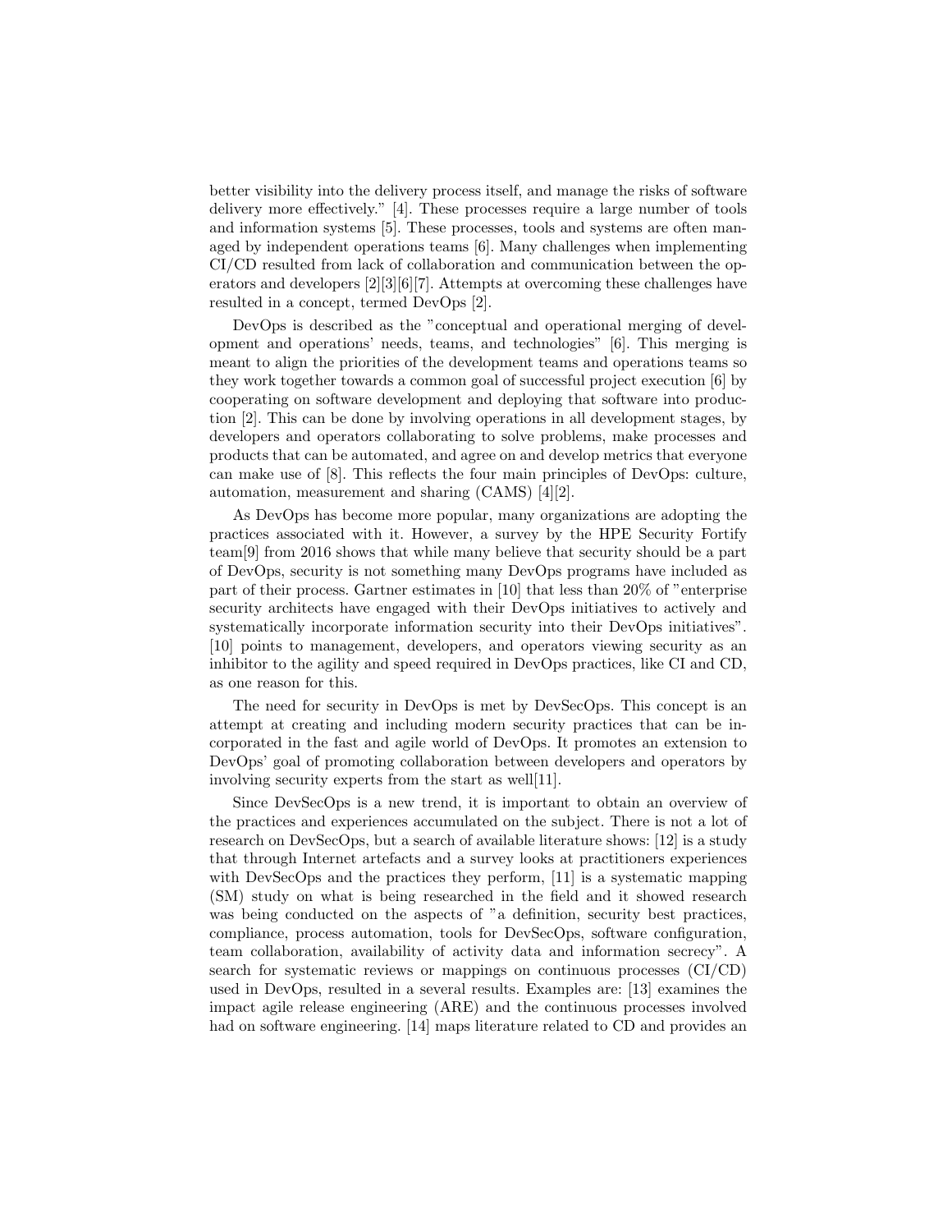better visibility into the delivery process itself, and manage the risks of software delivery more effectively." [4]. These processes require a large number of tools and information systems [5]. These processes, tools and systems are often managed by independent operations teams [6]. Many challenges when implementing CI/CD resulted from lack of collaboration and communication between the operators and developers [2][3][6][7]. Attempts at overcoming these challenges have resulted in a concept, termed DevOps [2].

DevOps is described as the "conceptual and operational merging of development and operations' needs, teams, and technologies" [6]. This merging is meant to align the priorities of the development teams and operations teams so they work together towards a common goal of successful project execution [6] by cooperating on software development and deploying that software into production [2]. This can be done by involving operations in all development stages, by developers and operators collaborating to solve problems, make processes and products that can be automated, and agree on and develop metrics that everyone can make use of [8]. This reflects the four main principles of DevOps: culture, automation, measurement and sharing (CAMS) [4][2].

As DevOps has become more popular, many organizations are adopting the practices associated with it. However, a survey by the HPE Security Fortify team[9] from 2016 shows that while many believe that security should be a part of DevOps, security is not something many DevOps programs have included as part of their process. Gartner estimates in [10] that less than 20% of "enterprise security architects have engaged with their DevOps initiatives to actively and systematically incorporate information security into their DevOps initiatives". [10] points to management, developers, and operators viewing security as an inhibitor to the agility and speed required in DevOps practices, like CI and CD, as one reason for this.

The need for security in DevOps is met by DevSecOps. This concept is an attempt at creating and including modern security practices that can be incorporated in the fast and agile world of DevOps. It promotes an extension to DevOps' goal of promoting collaboration between developers and operators by involving security experts from the start as well[11].

Since DevSecOps is a new trend, it is important to obtain an overview of the practices and experiences accumulated on the subject. There is not a lot of research on DevSecOps, but a search of available literature shows: [12] is a study that through Internet artefacts and a survey looks at practitioners experiences with DevSecOps and the practices they perform, [11] is a systematic mapping (SM) study on what is being researched in the field and it showed research was being conducted on the aspects of "a definition, security best practices, compliance, process automation, tools for DevSecOps, software configuration, team collaboration, availability of activity data and information secrecy". A search for systematic reviews or mappings on continuous processes (CI/CD) used in DevOps, resulted in a several results. Examples are: [13] examines the impact agile release engineering (ARE) and the continuous processes involved had on software engineering. [14] maps literature related to CD and provides an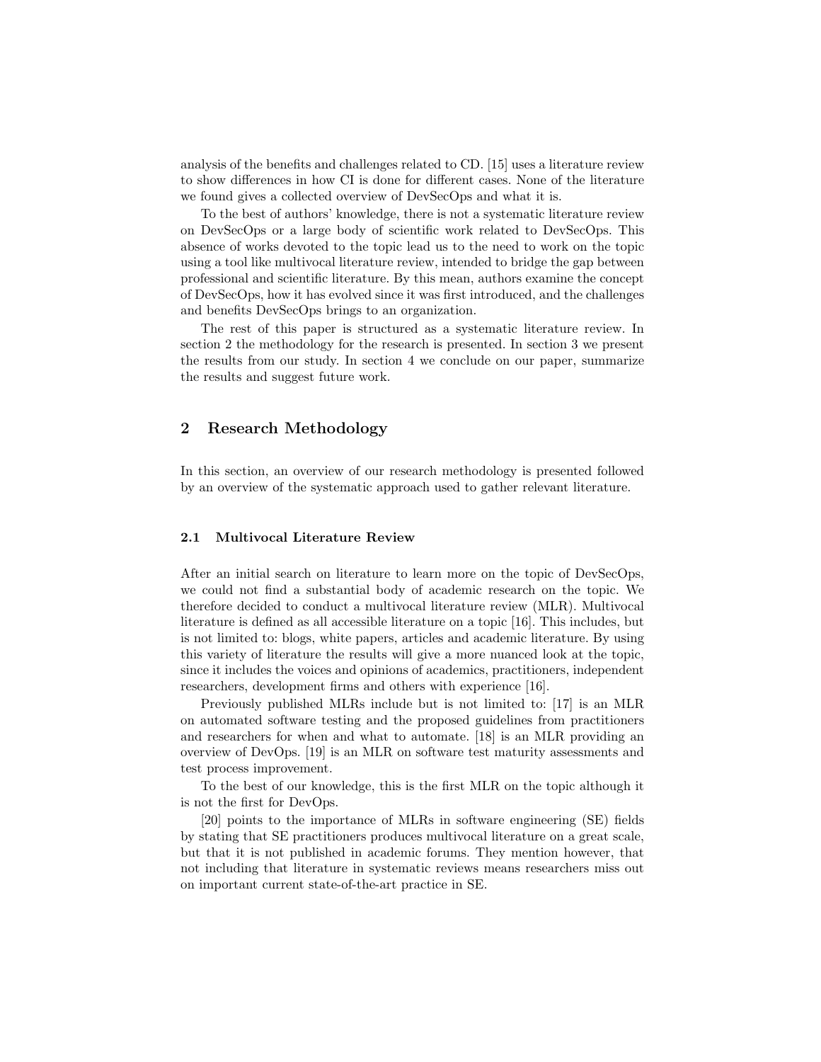analysis of the benefits and challenges related to CD. [15] uses a literature review to show differences in how CI is done for different cases. None of the literature we found gives a collected overview of DevSecOps and what it is.

To the best of authors' knowledge, there is not a systematic literature review on DevSecOps or a large body of scientific work related to DevSecOps. This absence of works devoted to the topic lead us to the need to work on the topic using a tool like multivocal literature review, intended to bridge the gap between professional and scientific literature. By this mean, authors examine the concept of DevSecOps, how it has evolved since it was first introduced, and the challenges and benefits DevSecOps brings to an organization.

The rest of this paper is structured as a systematic literature review. In section 2 the methodology for the research is presented. In section 3 we present the results from our study. In section 4 we conclude on our paper, summarize the results and suggest future work.

## 2 Research Methodology

In this section, an overview of our research methodology is presented followed by an overview of the systematic approach used to gather relevant literature.

### 2.1 Multivocal Literature Review

After an initial search on literature to learn more on the topic of DevSecOps, we could not find a substantial body of academic research on the topic. We therefore decided to conduct a multivocal literature review (MLR). Multivocal literature is defined as all accessible literature on a topic [16]. This includes, but is not limited to: blogs, white papers, articles and academic literature. By using this variety of literature the results will give a more nuanced look at the topic, since it includes the voices and opinions of academics, practitioners, independent researchers, development firms and others with experience [16].

Previously published MLRs include but is not limited to: [17] is an MLR on automated software testing and the proposed guidelines from practitioners and researchers for when and what to automate. [18] is an MLR providing an overview of DevOps. [19] is an MLR on software test maturity assessments and test process improvement.

To the best of our knowledge, this is the first MLR on the topic although it is not the first for DevOps.

[20] points to the importance of MLRs in software engineering (SE) fields by stating that SE practitioners produces multivocal literature on a great scale, but that it is not published in academic forums. They mention however, that not including that literature in systematic reviews means researchers miss out on important current state-of-the-art practice in SE.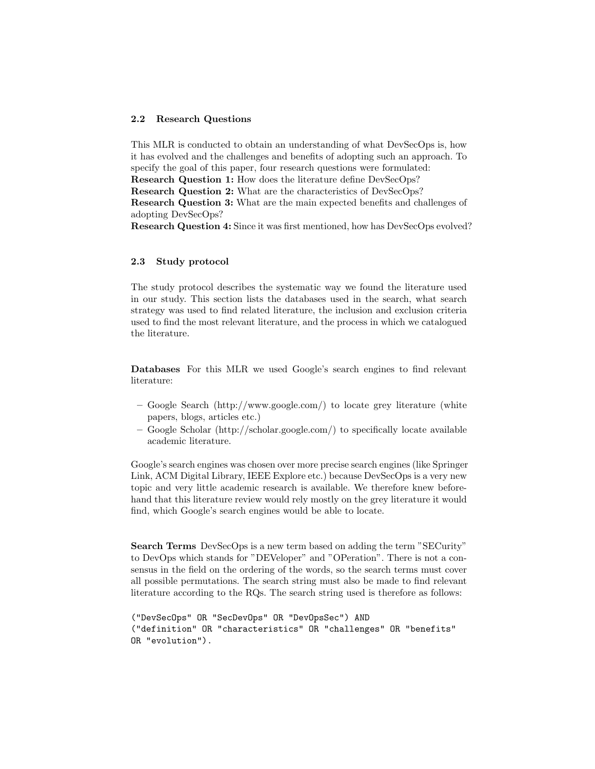### 2.2 Research Questions

This MLR is conducted to obtain an understanding of what DevSecOps is, how it has evolved and the challenges and benefits of adopting such an approach. To specify the goal of this paper, four research questions were formulated:
**Research Question 1:** How does the literature define DevSecOps?
**Research Question 2:** What are the characteristics of DevSecOps?
**Research Question 3:** What are the main expected benefits and challenges of adopting DevSecOps?
**Research Question 4:** Since it was first mentioned, how has DevSecOps evolved?

### 2.3 Study protocol

The study protocol describes the systematic way we found the literature used in our study. This section lists the databases used in the search, what search strategy was used to find related literature, the inclusion and exclusion criteria used to find the most relevant literature, and the process in which we catalogued the literature.

**Databases** For this MLR we used Google's search engines to find relevant literature:

- Google Search (http://www.google.com/) to locate grey literature (white papers, blogs, articles etc.)
- Google Scholar (http://scholar.google.com/) to specifically locate available academic literature.

Google's search engines was chosen over more precise search engines (like Springer Link, ACM Digital Library, IEEE Explore etc.) because DevSecOps is a very new topic and very little academic research is available. We therefore knew beforehand that this literature review would rely mostly on the grey literature it would find, which Google's search engines would be able to locate.

**Search Terms** DevSecOps is a new term based on adding the term "SECurity" to DevOps which stands for "DEVeloper" and "OPeration". There is not a consensus in the field on the ordering of the words, so the search terms must cover all possible permutations. The search string must also be made to find relevant literature according to the RQs. The search string used is therefore as follows:

```
("DevSecOps" OR "SecDevOps" OR "DevOpsSec") AND
("definition" OR "characteristics" OR "challenges" OR "benefits"
OR "evolution").
```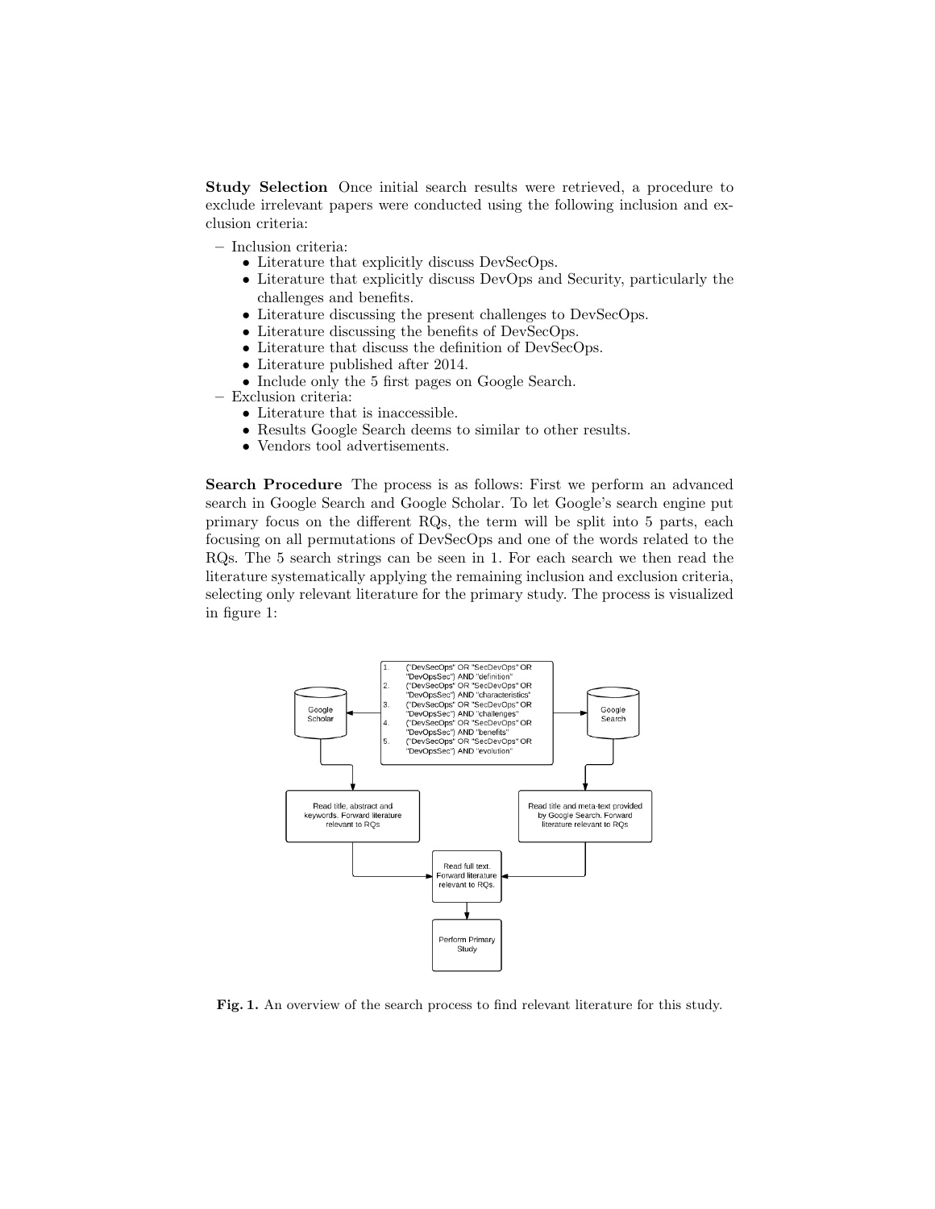**Study Selection** Once initial search results were retrieved, a procedure to exclude irrelevant papers were conducted using the following inclusion and exclusion criteria:

- Inclusion criteria:
  - Literature that explicitly discuss DevSecOps.
  - Literature that explicitly discuss DevOps and Security, particularly the challenges and benefits.
  - Literature discussing the present challenges to DevSecOps.
  - Literature discussing the benefits of DevSecOps.
  - Literature that discuss the definition of DevSecOps.
  - Literature published after 2014.
  - Include only the 5 first pages on Google Search.
- Exclusion criteria:
  - Literature that is inaccessible.
  - Results Google Search deems to similar to other results.
  - Vendors tool advertisements.

**Search Procedure** The process is as follows: First we perform an advanced search in Google Search and Google Scholar. To let Google's search engine put primary focus on the different RQs, the term will be split into 5 parts, each focusing on all permutations of DevSecOps and one of the words related to the RQs. The 5 search strings can be seen in 1. For each search we then read the literature systematically applying the remaining inclusion and exclusion criteria, selecting only relevant literature for the primary study. The process is visualized in figure 1:

1. ("DevSecOps" OR "SecDevOps" OR "DevOpsSec") AND "definition"
2. ("DevSecOps" OR "SecDevOps" OR "DevOpsSec") AND "characteristics"
3. ("DevSecOps" OR "SecDevOps" OR "DevOpsSec") AND "challenges"
4. ("DevSecOps" OR "SecDevOps" OR "DevOpsSec") AND "benefits"
5. ("DevSecOps" OR "SecDevOps" OR "DevOpsSec") AND "evolution"

Google Scholar → Read title, abstract and keywords. Forward literature relevant to RQs

Google Search → Read title and meta-text provided by Google Search. Forward literature relevant to RQs

Read full text. Forward literature relevant to RQs.

Perform Primary Study

**Fig. 1.** An overview of the search process to find relevant literature for this study.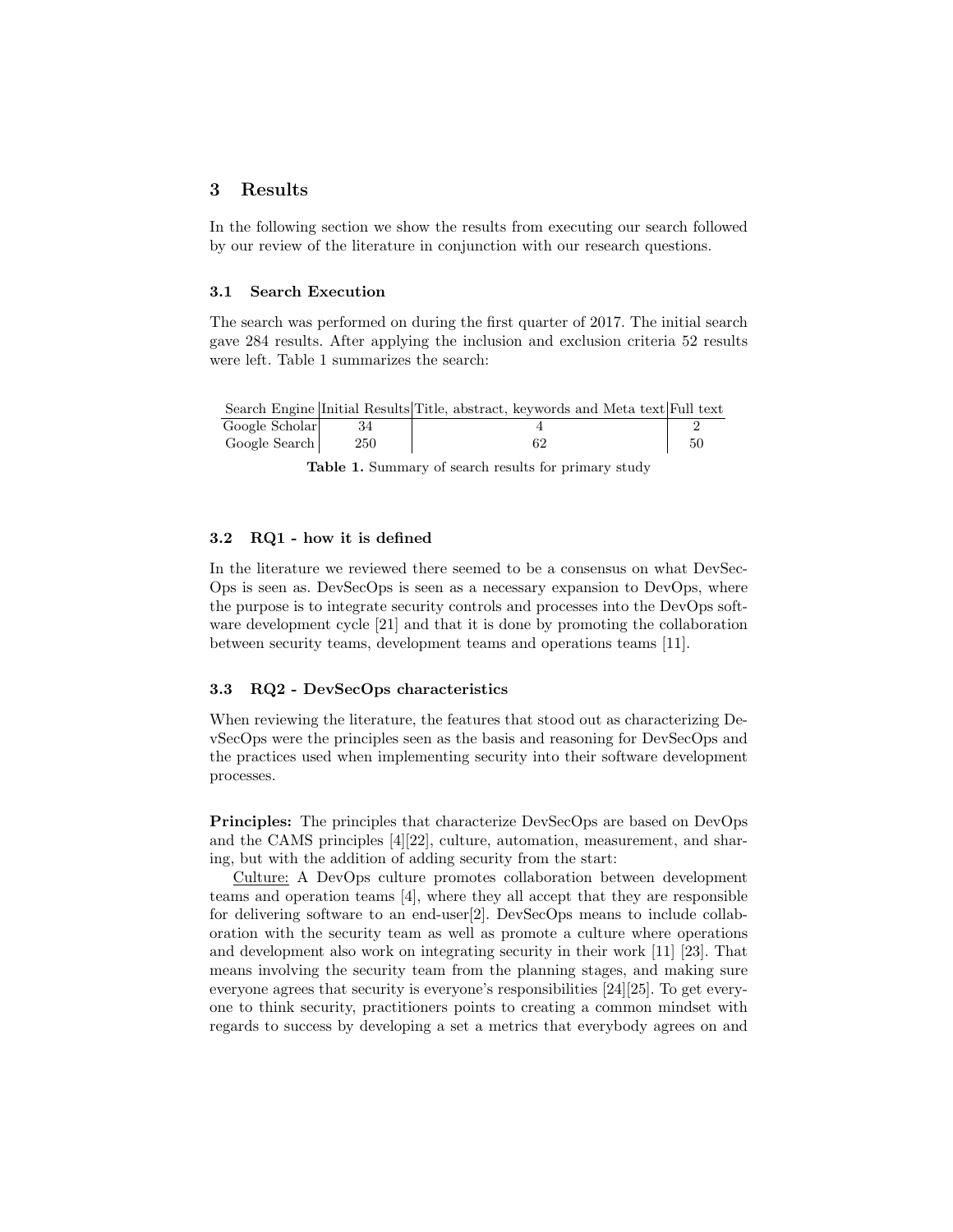## 3 Results

In the following section we show the results from executing our search followed by our review of the literature in conjunction with our research questions.

### 3.1 Search Execution

The search was performed on during the first quarter of 2017. The initial search gave 284 results. After applying the inclusion and exclusion criteria 52 results were left. Table 1 summarizes the search:

| Search Engine | Initial Results | Title, abstract, keywords and Meta text | Full text |
|---|---|---|---|
| Google Scholar | 34 | 4 | 2 |
| Google Search | 250 | 62 | 50 |

**Table 1.** Summary of search results for primary study

### 3.2 RQ1 - how it is defined

In the literature we reviewed there seemed to be a consensus on what DevSecOps is seen as. DevSecOps is seen as a necessary expansion to DevOps, where the purpose is to integrate security controls and processes into the DevOps software development cycle [21] and that it is done by promoting the collaboration between security teams, development teams and operations teams [11].

### 3.3 RQ2 - DevSecOps characteristics

When reviewing the literature, the features that stood out as characterizing DevSecOps were the principles seen as the basis and reasoning for DevSecOps and the practices used when implementing security into their software development processes.

**Principles:** The principles that characterize DevSecOps are based on DevOps and the CAMS principles [4][22], culture, automation, measurement, and sharing, but with the addition of adding security from the start:

Culture: A DevOps culture promotes collaboration between development teams and operation teams [4], where they all accept that they are responsible for delivering software to an end-user[2]. DevSecOps means to include collaboration with the security team as well as promote a culture where operations and development also work on integrating security in their work [11] [23]. That means involving the security team from the planning stages, and making sure everyone agrees that security is everyone's responsibilities [24][25]. To get everyone to think security, practitioners points to creating a common mindset with regards to success by developing a set a metrics that everybody agrees on and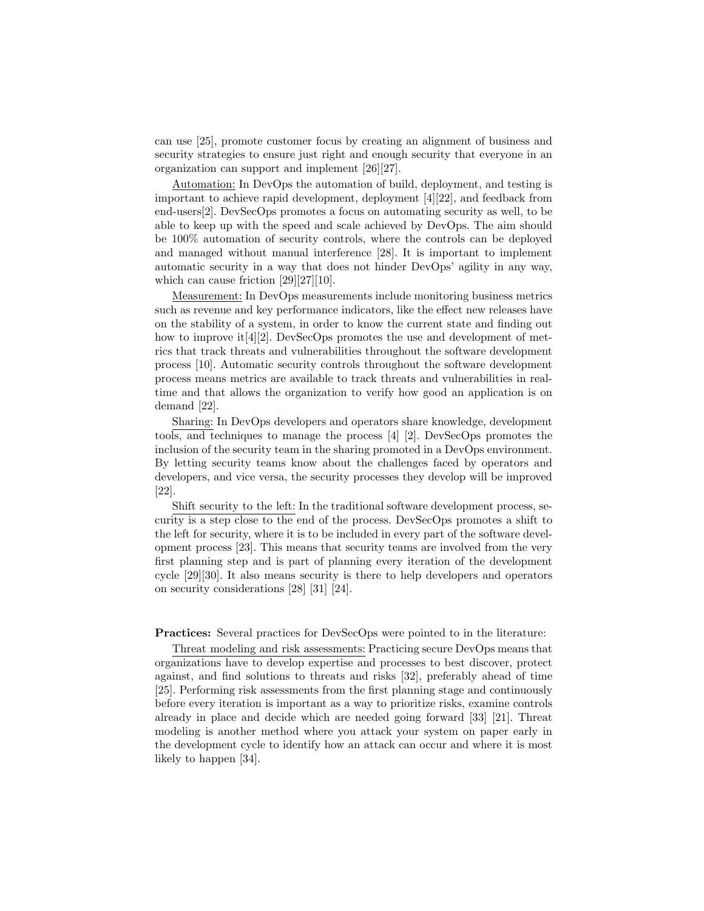can use [25], promote customer focus by creating an alignment of business and security strategies to ensure just right and enough security that everyone in an organization can support and implement [26][27].

Automation: In DevOps the automation of build, deployment, and testing is important to achieve rapid development, deployment [4][22], and feedback from end-users[2]. DevSecOps promotes a focus on automating security as well, to be able to keep up with the speed and scale achieved by DevOps. The aim should be 100% automation of security controls, where the controls can be deployed and managed without manual interference [28]. It is important to implement automatic security in a way that does not hinder DevOps' agility in any way, which can cause friction [29][27][10].

Measurement: In DevOps measurements include monitoring business metrics such as revenue and key performance indicators, like the effect new releases have on the stability of a system, in order to know the current state and finding out how to improve it[4][2]. DevSecOps promotes the use and development of metrics that track threats and vulnerabilities throughout the software development process [10]. Automatic security controls throughout the software development process means metrics are available to track threats and vulnerabilities in real-time and that allows the organization to verify how good an application is on demand [22].

Sharing: In DevOps developers and operators share knowledge, development tools, and techniques to manage the process [4] [2]. DevSecOps promotes the inclusion of the security team in the sharing promoted in a DevOps environment. By letting security teams know about the challenges faced by operators and developers, and vice versa, the security processes they develop will be improved [22].

Shift security to the left: In the traditional software development process, security is a step close to the end of the process. DevSecOps promotes a shift to the left for security, where it is to be included in every part of the software development process [23]. This means that security teams are involved from the very first planning step and is part of planning every iteration of the development cycle [29][30]. It also means security is there to help developers and operators on security considerations [28] [31] [24].

**Practices:** Several practices for DevSecOps were pointed to in the literature:

Threat modeling and risk assessments: Practicing secure DevOps means that organizations have to develop expertise and processes to best discover, protect against, and find solutions to threats and risks [32], preferably ahead of time [25]. Performing risk assessments from the first planning stage and continuously before every iteration is important as a way to prioritize risks, examine controls already in place and decide which are needed going forward [33] [21]. Threat modeling is another method where you attack your system on paper early in the development cycle to identify how an attack can occur and where it is most likely to happen [34].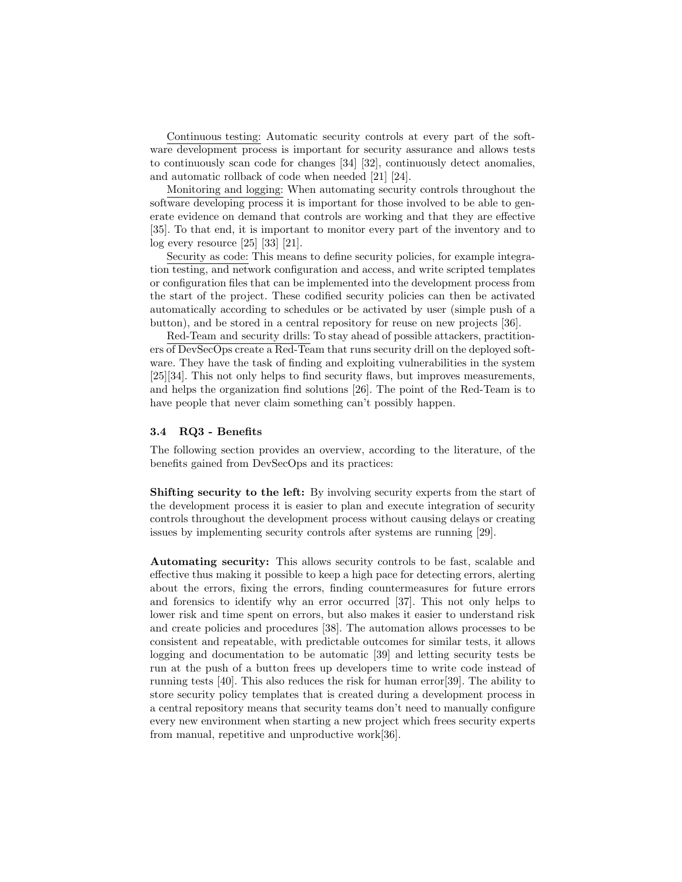Continuous testing: Automatic security controls at every part of the software development process is important for security assurance and allows tests to continuously scan code for changes [34] [32], continuously detect anomalies, and automatic rollback of code when needed [21] [24].

Monitoring and logging: When automating security controls throughout the software developing process it is important for those involved to be able to generate evidence on demand that controls are working and that they are effective [35]. To that end, it is important to monitor every part of the inventory and to log every resource [25] [33] [21].

Security as code: This means to define security policies, for example integration testing, and network configuration and access, and write scripted templates or configuration files that can be implemented into the development process from the start of the project. These codified security policies can then be activated automatically according to schedules or be activated by user (simple push of a button), and be stored in a central repository for reuse on new projects [36].

Red-Team and security drills: To stay ahead of possible attackers, practitioners of DevSecOps create a Red-Team that runs security drill on the deployed software. They have the task of finding and exploiting vulnerabilities in the system [25][34]. This not only helps to find security flaws, but improves measurements, and helps the organization find solutions [26]. The point of the Red-Team is to have people that never claim something can't possibly happen.

### 3.4 RQ3 - Benefits

The following section provides an overview, according to the literature, of the benefits gained from DevSecOps and its practices:

**Shifting security to the left:** By involving security experts from the start of the development process it is easier to plan and execute integration of security controls throughout the development process without causing delays or creating issues by implementing security controls after systems are running [29].

**Automating security:** This allows security controls to be fast, scalable and effective thus making it possible to keep a high pace for detecting errors, alerting about the errors, fixing the errors, finding countermeasures for future errors and forensics to identify why an error occurred [37]. This not only helps to lower risk and time spent on errors, but also makes it easier to understand risk and create policies and procedures [38]. The automation allows processes to be consistent and repeatable, with predictable outcomes for similar tests, it allows logging and documentation to be automatic [39] and letting security tests be run at the push of a button frees up developers time to write code instead of running tests [40]. This also reduces the risk for human error[39]. The ability to store security policy templates that is created during a development process in a central repository means that security teams don't need to manually configure every new environment when starting a new project which frees security experts from manual, repetitive and unproductive work[36].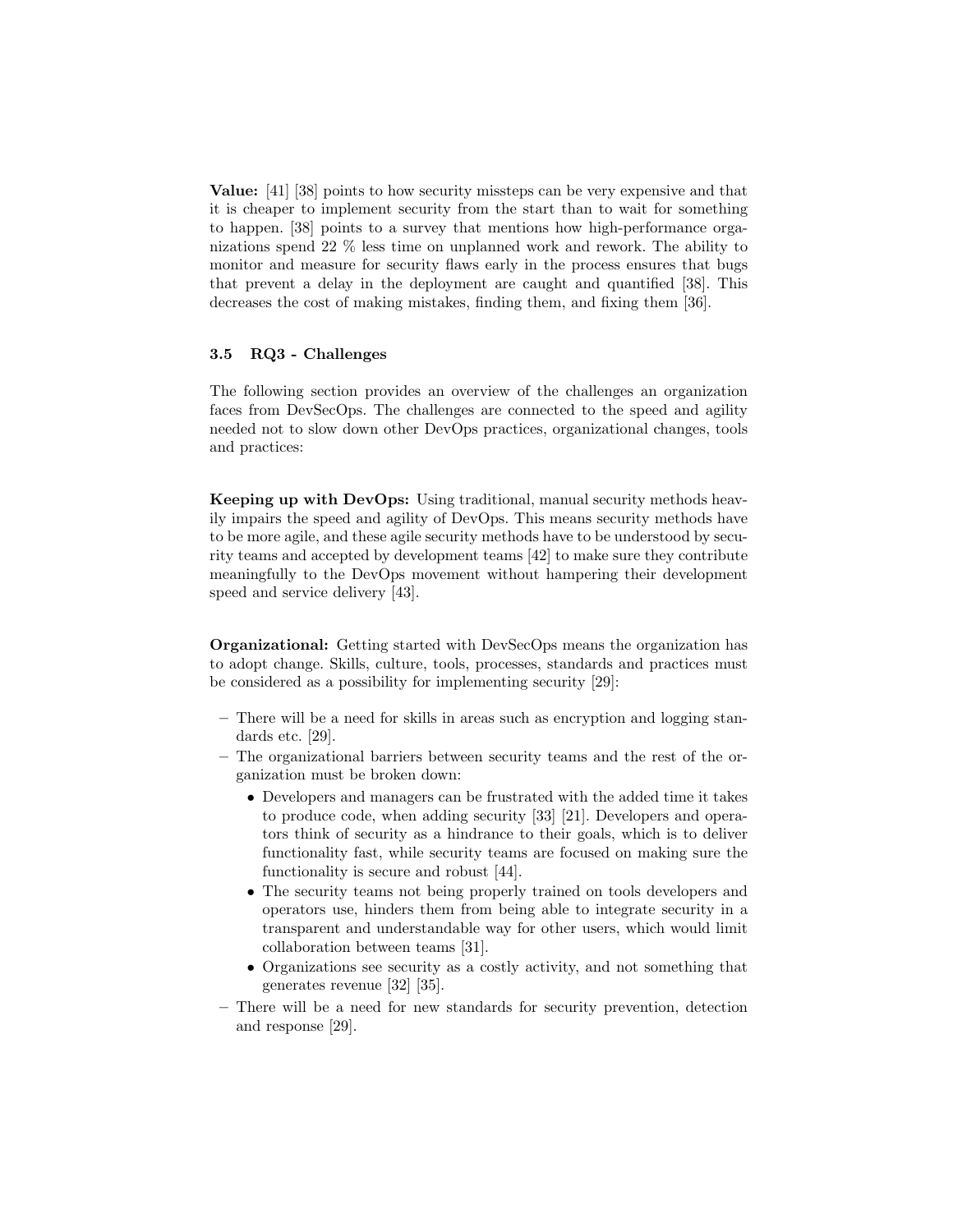**Value:** [41] [38] points to how security missteps can be very expensive and that it is cheaper to implement security from the start than to wait for something to happen. [38] points to a survey that mentions how high-performance organizations spend 22 % less time on unplanned work and rework. The ability to monitor and measure for security flaws early in the process ensures that bugs that prevent a delay in the deployment are caught and quantified [38]. This decreases the cost of making mistakes, finding them, and fixing them [36].

### 3.5 RQ3 - Challenges

The following section provides an overview of the challenges an organization faces from DevSecOps. The challenges are connected to the speed and agility needed not to slow down other DevOps practices, organizational changes, tools and practices:

**Keeping up with DevOps:** Using traditional, manual security methods heavily impairs the speed and agility of DevOps. This means security methods have to be more agile, and these agile security methods have to be understood by security teams and accepted by development teams [42] to make sure they contribute meaningfully to the DevOps movement without hampering their development speed and service delivery [43].

**Organizational:** Getting started with DevSecOps means the organization has to adopt change. Skills, culture, tools, processes, standards and practices must be considered as a possibility for implementing security [29]:

- There will be a need for skills in areas such as encryption and logging standards etc. [29].
- The organizational barriers between security teams and the rest of the organization must be broken down:
  - Developers and managers can be frustrated with the added time it takes to produce code, when adding security [33] [21]. Developers and operators think of security as a hindrance to their goals, which is to deliver functionality fast, while security teams are focused on making sure the functionality is secure and robust [44].
  - The security teams not being properly trained on tools developers and operators use, hinders them from being able to integrate security in a transparent and understandable way for other users, which would limit collaboration between teams [31].
  - Organizations see security as a costly activity, and not something that generates revenue [32] [35].
- There will be a need for new standards for security prevention, detection and response [29].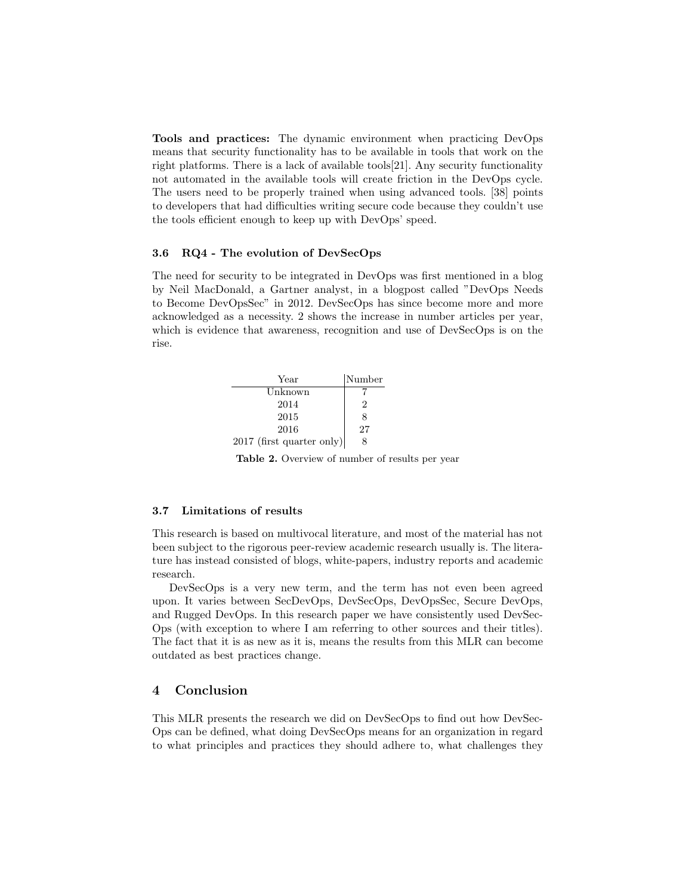**Tools and practices:** The dynamic environment when practicing DevOps means that security functionality has to be available in tools that work on the right platforms. There is a lack of available tools[21]. Any security functionality not automated in the available tools will create friction in the DevOps cycle. The users need to be properly trained when using advanced tools. [38] points to developers that had difficulties writing secure code because they couldn't use the tools efficient enough to keep up with DevOps' speed.

### 3.6 RQ4 - The evolution of DevSecOps

The need for security to be integrated in DevOps was first mentioned in a blog by Neil MacDonald, a Gartner analyst, in a blogpost called "DevOps Needs to Become DevOpsSec" in 2012. DevSecOps has since become more and more acknowledged as a necessity. 2 shows the increase in number articles per year, which is evidence that awareness, recognition and use of DevSecOps is on the rise.

| Year | Number |
|---|---|
| Unknown | 7 |
| 2014 | 2 |
| 2015 | 8 |
| 2016 | 27 |
| 2017 (first quarter only) | 8 |

**Table 2.** Overview of number of results per year

### 3.7 Limitations of results

This research is based on multivocal literature, and most of the material has not been subject to the rigorous peer-review academic research usually is. The literature has instead consisted of blogs, white-papers, industry reports and academic research.

DevSecOps is a very new term, and the term has not even been agreed upon. It varies between SecDevOps, DevSecOps, DevOpsSec, Secure DevOps, and Rugged DevOps. In this research paper we have consistently used DevSecOps (with exception to where I am referring to other sources and their titles). The fact that it is as new as it is, means the results from this MLR can become outdated as best practices change.

## 4 Conclusion

This MLR presents the research we did on DevSecOps to find out how DevSecOps can be defined, what doing DevSecOps means for an organization in regard to what principles and practices they should adhere to, what challenges they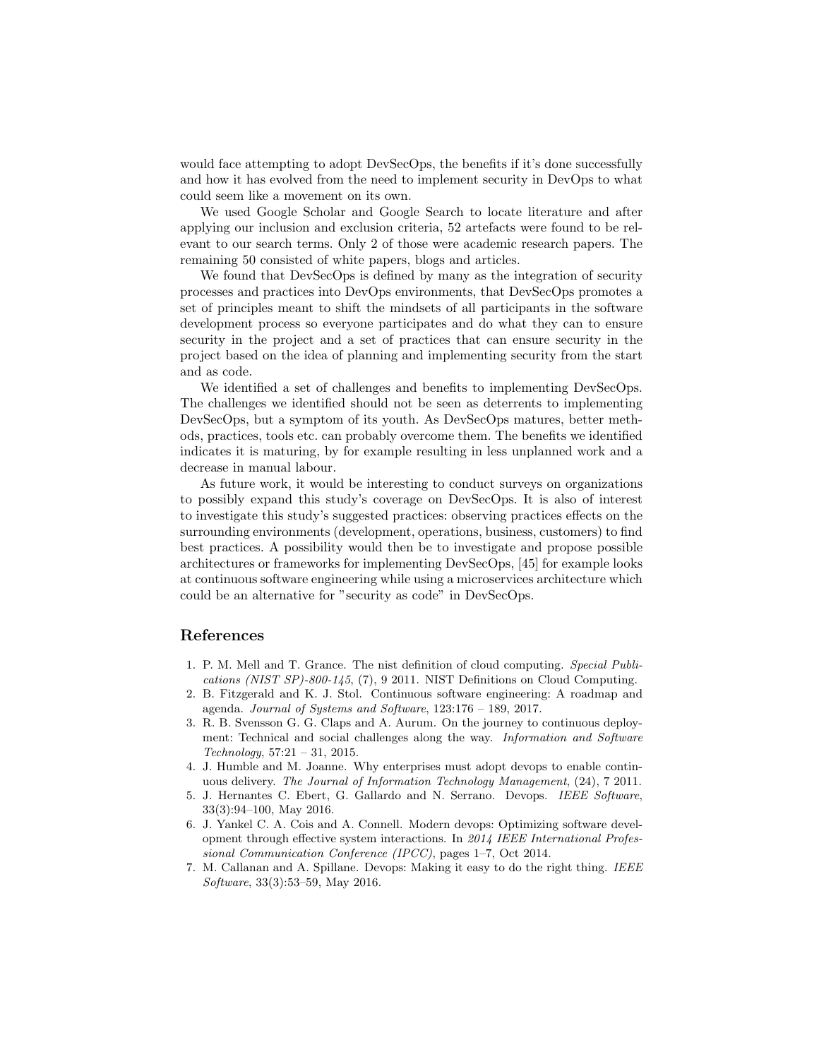would face attempting to adopt DevSecOps, the benefits if it's done successfully and how it has evolved from the need to implement security in DevOps to what could seem like a movement on its own.

We used Google Scholar and Google Search to locate literature and after applying our inclusion and exclusion criteria, 52 artefacts were found to be relevant to our search terms. Only 2 of those were academic research papers. The remaining 50 consisted of white papers, blogs and articles.

We found that DevSecOps is defined by many as the integration of security processes and practices into DevOps environments, that DevSecOps promotes a set of principles meant to shift the mindsets of all participants in the software development process so everyone participates and do what they can to ensure security in the project and a set of practices that can ensure security in the project based on the idea of planning and implementing security from the start and as code.

We identified a set of challenges and benefits to implementing DevSecOps. The challenges we identified should not be seen as deterrents to implementing DevSecOps, but a symptom of its youth. As DevSecOps matures, better methods, practices, tools etc. can probably overcome them. The benefits we identified indicates it is maturing, by for example resulting in less unplanned work and a decrease in manual labour.

As future work, it would be interesting to conduct surveys on organizations to possibly expand this study's coverage on DevSecOps. It is also of interest to investigate this study's suggested practices: observing practices effects on the surrounding environments (development, operations, business, customers) to find best practices. A possibility would then be to investigate and propose possible architectures or frameworks for implementing DevSecOps, [45] for example looks at continuous software engineering while using a microservices architecture which could be an alternative for "security as code" in DevSecOps.

## References

1. P. M. Mell and T. Grance. The nist definition of cloud computing. *Special Publications (NIST SP)-800-145*, (7), 9 2011. NIST Definitions on Cloud Computing.
2. B. Fitzgerald and K. J. Stol. Continuous software engineering: A roadmap and agenda. *Journal of Systems and Software*, 123:176 – 189, 2017.
3. R. B. Svensson G. G. Claps and A. Aurum. On the journey to continuous deployment: Technical and social challenges along the way. *Information and Software Technology*, 57:21 – 31, 2015.
4. J. Humble and M. Joanne. Why enterprises must adopt devops to enable continuous delivery. *The Journal of Information Technology Management*, (24), 7 2011.
5. J. Hernantes C. Ebert, G. Gallardo and N. Serrano. Devops. *IEEE Software*, 33(3):94–100, May 2016.
6. J. Yankel C. A. Cois and A. Connell. Modern devops: Optimizing software development through effective system interactions. In *2014 IEEE International Professional Communication Conference (IPCC)*, pages 1–7, Oct 2014.
7. M. Callanan and A. Spillane. Devops: Making it easy to do the right thing. *IEEE Software*, 33(3):53–59, May 2016.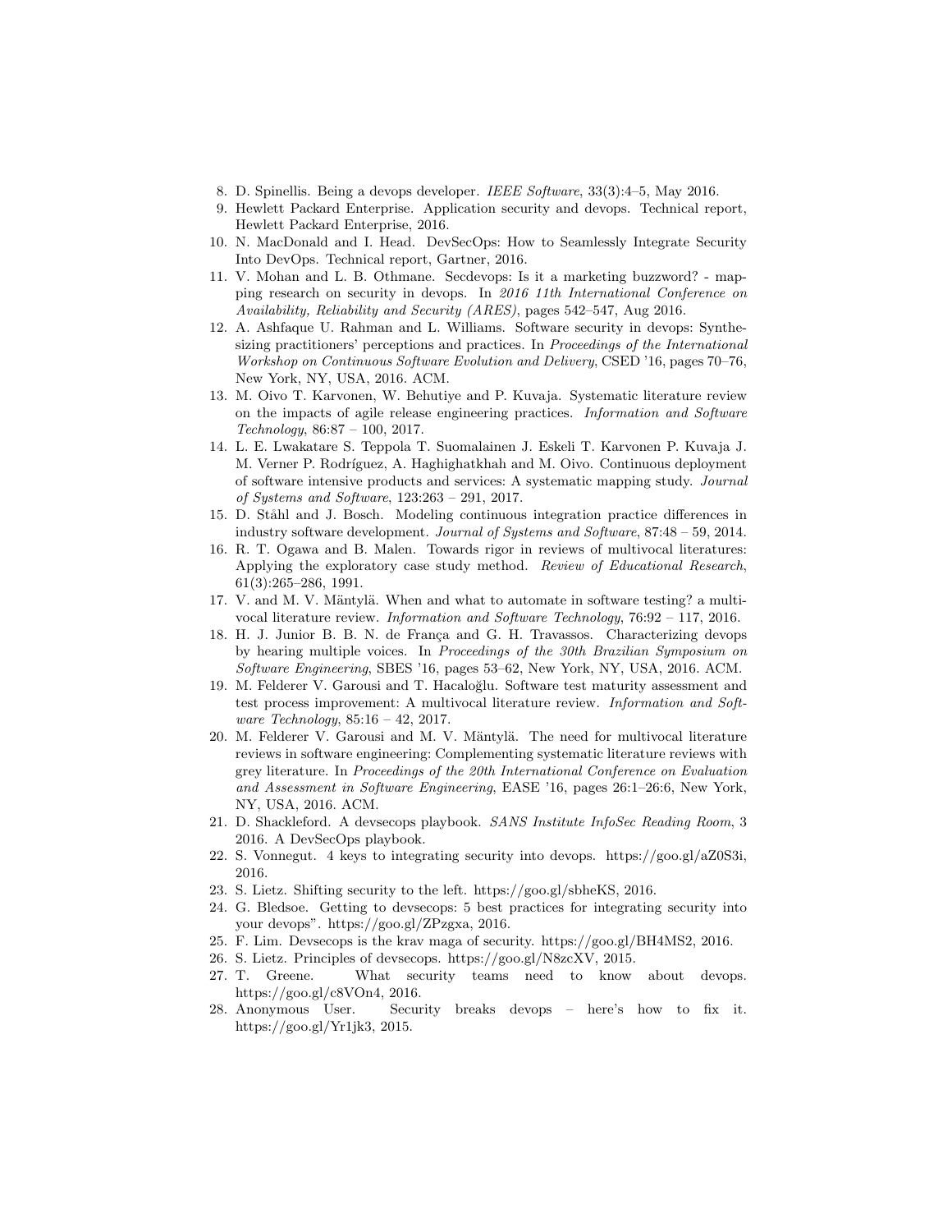8. D. Spinellis. Being a devops developer. *IEEE Software*, 33(3):4–5, May 2016.
9. Hewlett Packard Enterprise. Application security and devops. Technical report, Hewlett Packard Enterprise, 2016.
10. N. MacDonald and I. Head. DevSecOps: How to Seamlessly Integrate Security Into DevOps. Technical report, Gartner, 2016.
11. V. Mohan and L. B. Othmane. Secdevops: Is it a marketing buzzword? - mapping research on security in devops. In *2016 11th International Conference on Availability, Reliability and Security (ARES)*, pages 542–547, Aug 2016.
12. A. Ashfaque U. Rahman and L. Williams. Software security in devops: Synthesizing practitioners' perceptions and practices. In *Proceedings of the International Workshop on Continuous Software Evolution and Delivery*, CSED '16, pages 70–76, New York, NY, USA, 2016. ACM.
13. M. Oivo T. Karvonen, W. Behutiye and P. Kuvaja. Systematic literature review on the impacts of agile release engineering practices. *Information and Software Technology*, 86:87 – 100, 2017.
14. L. E. Lwakatare S. Teppola T. Suomalainen J. Eskeli T. Karvonen P. Kuvaja J. M. Verner P. Rodríguez, A. Haghighatkhah and M. Oivo. Continuous deployment of software intensive products and services: A systematic mapping study. *Journal of Systems and Software*, 123:263 – 291, 2017.
15. D. Ståhl and J. Bosch. Modeling continuous integration practice differences in industry software development. *Journal of Systems and Software*, 87:48 – 59, 2014.
16. R. T. Ogawa and B. Malen. Towards rigor in reviews of multivocal literatures: Applying the exploratory case study method. *Review of Educational Research*, 61(3):265–286, 1991.
17. V. and M. V. Mäntylä. When and what to automate in software testing? a multivocal literature review. *Information and Software Technology*, 76:92 – 117, 2016.
18. H. J. Junior B. B. N. de França and G. H. Travassos. Characterizing devops by hearing multiple voices. In *Proceedings of the 30th Brazilian Symposium on Software Engineering*, SBES '16, pages 53–62, New York, NY, USA, 2016. ACM.
19. M. Felderer V. Garousi and T. Hacaloğlu. Software test maturity assessment and test process improvement: A multivocal literature review. *Information and Software Technology*, 85:16 – 42, 2017.
20. M. Felderer V. Garousi and M. V. Mäntylä. The need for multivocal literature reviews in software engineering: Complementing systematic literature reviews with grey literature. In *Proceedings of the 20th International Conference on Evaluation and Assessment in Software Engineering*, EASE '16, pages 26:1–26:6, New York, NY, USA, 2016. ACM.
21. D. Shackleford. A devsecops playbook. *SANS Institute InfoSec Reading Room*, 3 2016. A DevSecOps playbook.
22. S. Vonnegut. 4 keys to integrating security into devops. https://goo.gl/aZ0S3i, 2016.
23. S. Lietz. Shifting security to the left. https://goo.gl/sbheKS, 2016.
24. G. Bledsoe. Getting to devsecops: 5 best practices for integrating security into your devops". https://goo.gl/ZPzgxa, 2016.
25. F. Lim. Devsecops is the krav maga of security. https://goo.gl/BH4MS2, 2016.
26. S. Lietz. Principles of devsecops. https://goo.gl/N8zcXV, 2015.
27. T. Greene. What security teams need to know about devops. https://goo.gl/c8VOn4, 2016.
28. Anonymous User. Security breaks devops – here's how to fix it. https://goo.gl/Yr1jk3, 2015.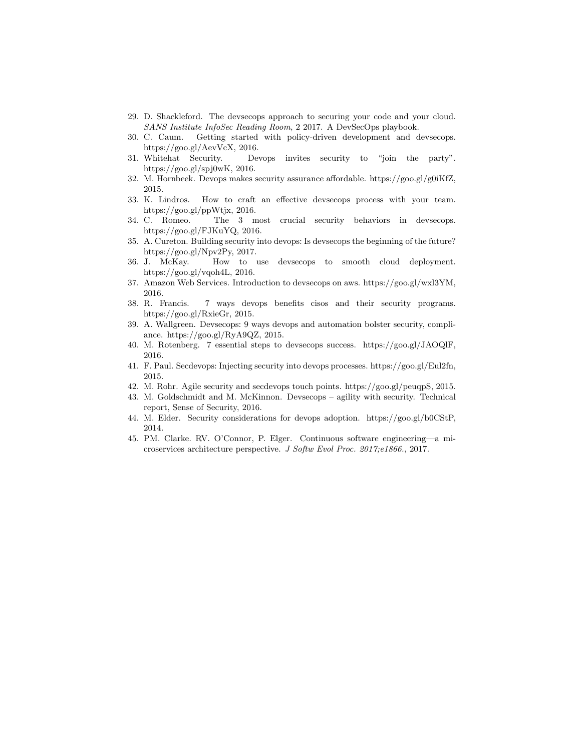29. D. Shackleford. The devsecops approach to securing your code and your cloud. *SANS Institute InfoSec Reading Room*, 2 2017. A DevSecOps playbook.
30. C. Caum. Getting started with policy-driven development and devsecops. https://goo.gl/AevVcX, 2016.
31. Whitehat Security. Devops invites security to "join the party". https://goo.gl/spj0wK, 2016.
32. M. Hornbeek. Devops makes security assurance affordable. https://goo.gl/g0iKfZ, 2015.
33. K. Lindros. How to craft an effective devsecops process with your team. https://goo.gl/ppWtjx, 2016.
34. C. Romeo. The 3 most crucial security behaviors in devsecops. https://goo.gl/FJKuYQ, 2016.
35. A. Cureton. Building security into devops: Is devsecops the beginning of the future? https://goo.gl/Npv2Py, 2017.
36. J. McKay. How to use devsecops to smooth cloud deployment. https://goo.gl/vqoh4L, 2016.
37. Amazon Web Services. Introduction to devsecops on aws. https://goo.gl/wxl3YM, 2016.
38. R. Francis. 7 ways devops benefits cisos and their security programs. https://goo.gl/RxieGr, 2015.
39. A. Wallgreen. Devsecops: 9 ways devops and automation bolster security, compliance. https://goo.gl/RyA9QZ, 2015.
40. M. Rotenberg. 7 essential steps to devsecops success. https://goo.gl/JAOQlF, 2016.
41. F. Paul. Secdevops: Injecting security into devops processes. https://goo.gl/Eul2fn, 2015.
42. M. Rohr. Agile security and secdevops touch points. https://goo.gl/peuqpS, 2015.
43. M. Goldschmidt and M. McKinnon. Devsecops – agility with security. Technical report, Sense of Security, 2016.
44. M. Elder. Security considerations for devops adoption. https://goo.gl/b0CStP, 2014.
45. PM. Clarke. RV. O'Connor, P. Elger. Continuous software engineering—a microservices architecture perspective. *J Softw Evol Proc. 2017;e1866.*, 2017.